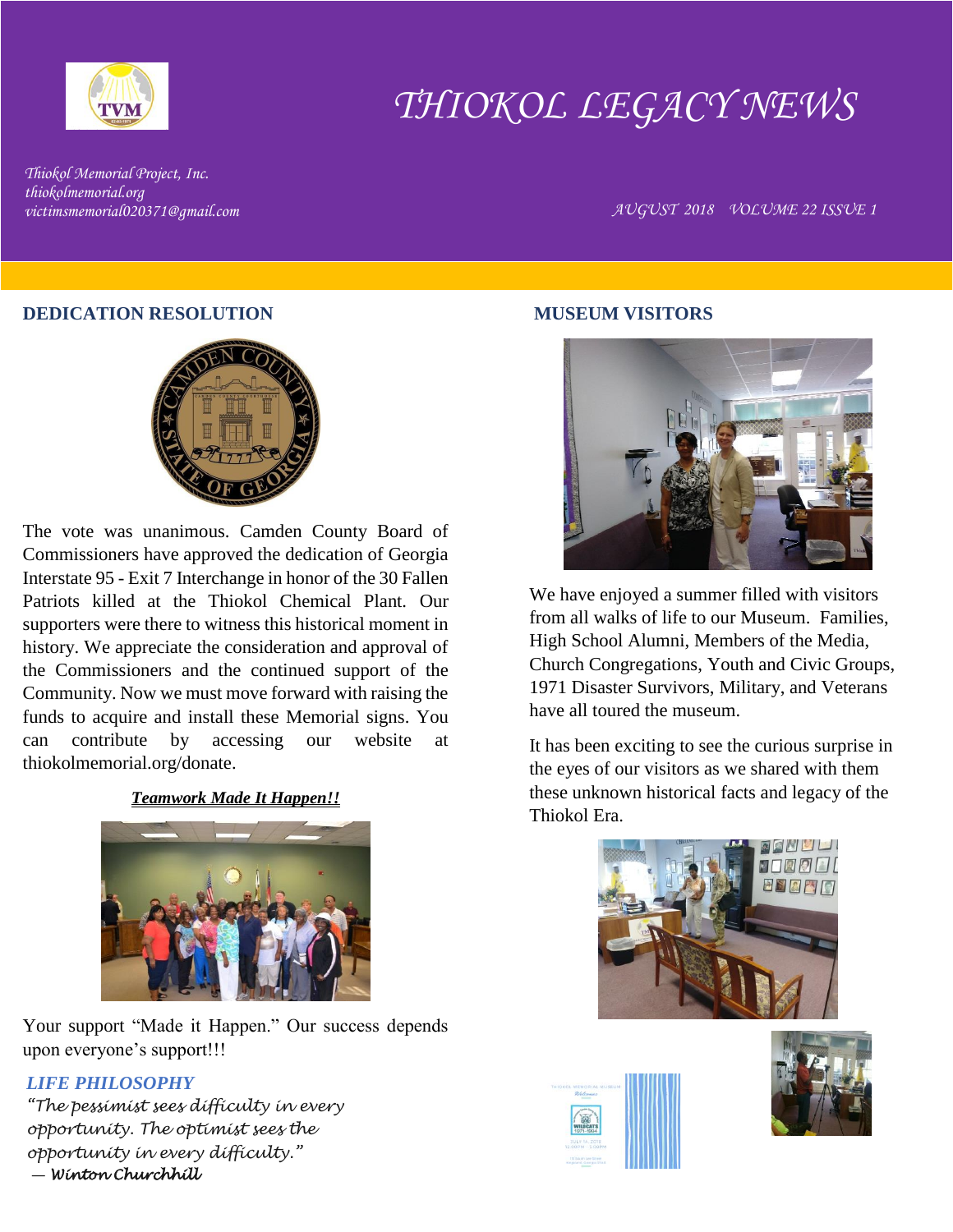# THIOKOL LEGACY NEWS

*Thiokol Memorial Project, Inc.*
*thiokolmemorial.org*
*victimsmemorial020371@gmail.com*

*AUGUST 2018 VOLUME 22 ISSUE 1*

## DEDICATION RESOLUTION

The vote was unanimous. Camden County Board of Commissioners have approved the dedication of Georgia Interstate 95 - Exit 7 Interchange in honor of the 30 Fallen Patriots killed at the Thiokol Chemical Plant. Our supporters were there to witness this historical moment in history. We appreciate the consideration and approval of the Commissioners and the continued support of the Community. Now we must move forward with raising the funds to acquire and install these Memorial signs. You can contribute by accessing our website at thiokolmemorial.org/donate.

***Teamwork Made It Happen!!***

Your support "Made it Happen." Our success depends upon everyone's support!!!

### *LIFE PHILOSOPHY*

*"The pessimist sees difficulty in every opportunity. The optimist sees the opportunity in every difficulty."*
*— Winton Churchhill*

## MUSEUM VISITORS

We have enjoyed a summer filled with visitors from all walks of life to our Museum. Families, High School Alumni, Members of the Media, Church Congregations, Youth and Civic Groups, 1971 Disaster Survivors, Military, and Veterans have all toured the museum.

It has been exciting to see the curious surprise in the eyes of our visitors as we shared with them these unknown historical facts and legacy of the Thiokol Era.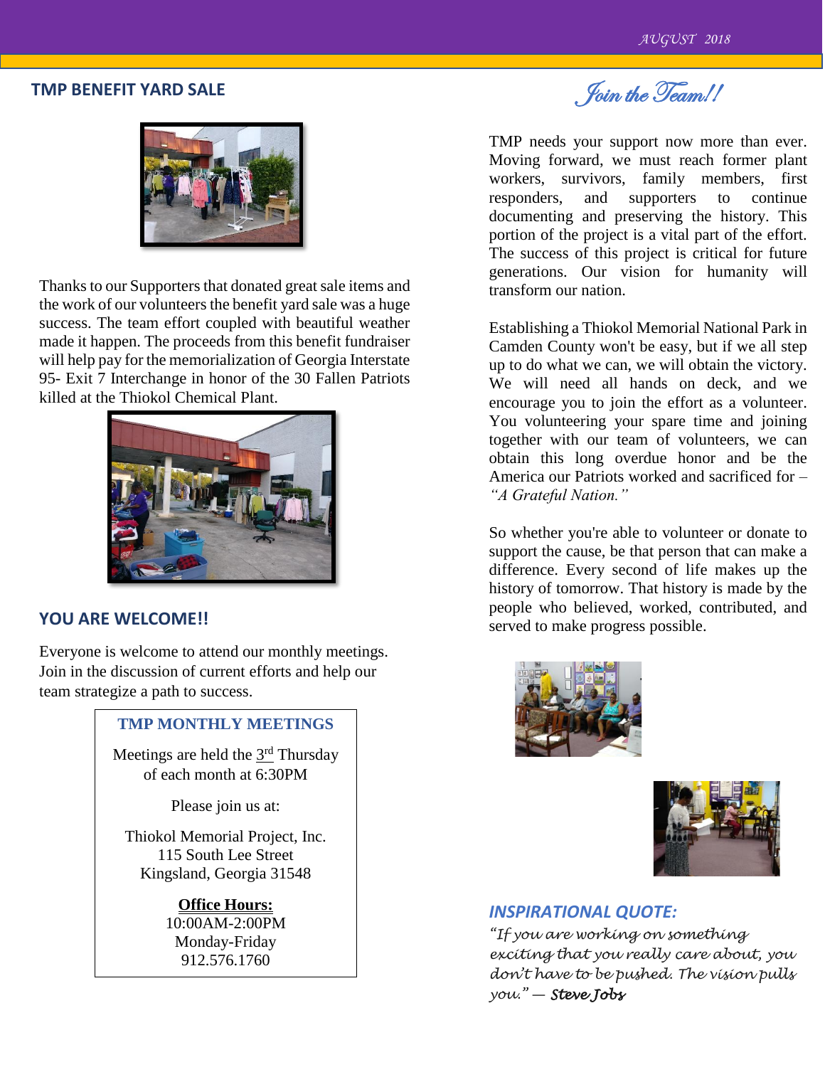## TMP BENEFIT YARD SALE

Thanks to our Supporters that donated great sale items and the work of our volunteers the benefit yard sale was a huge success. The team effort coupled with beautiful weather made it happen. The proceeds from this benefit fundraiser will help pay for the memorialization of Georgia Interstate 95- Exit 7 Interchange in honor of the 30 Fallen Patriots killed at the Thiokol Chemical Plant.

## YOU ARE WELCOME!!

Everyone is welcome to attend our monthly meetings. Join in the discussion of current efforts and help our team strategize a path to success.

**TMP MONTHLY MEETINGS**

Meetings are held the 3rd Thursday of each month at 6:30PM

Please join us at:

Thiokol Memorial Project, Inc.
115 South Lee Street
Kingsland, Georgia 31548

**Office Hours:**
10:00AM-2:00PM
Monday-Friday
912.576.1760

## *Join the Team!!*

TMP needs your support now more than ever. Moving forward, we must reach former plant workers, survivors, family members, first responders, and supporters to continue documenting and preserving the history. This portion of the project is a vital part of the effort. The success of this project is critical for future generations. Our vision for humanity will transform our nation.

Establishing a Thiokol Memorial National Park in Camden County won't be easy, but if we all step up to do what we can, we will obtain the victory. We will need all hands on deck, and we encourage you to join the effort as a volunteer. You volunteering your spare time and joining together with our team of volunteers, we can obtain this long overdue honor and be the America our Patriots worked and sacrificed for – *"A Grateful Nation."*

So whether you're able to volunteer or donate to support the cause, be that person that can make a difference. Every second of life makes up the history of tomorrow. That history is made by the people who believed, worked, contributed, and served to make progress possible.

## *INSPIRATIONAL QUOTE:*

*"If you are working on something exciting that you really care about, you don't have to be pushed. The vision pulls you."* — ***Steve Jobs***